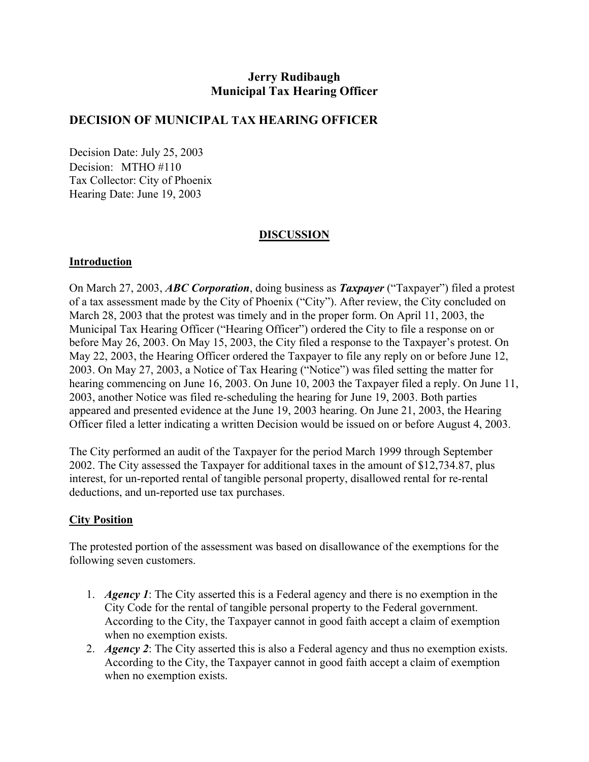**Jerry Rudibaugh**
**Municipal Tax Hearing Officer**

## DECISION OF MUNICIPAL TAX HEARING OFFICER

Decision Date: July 25, 2003
Decision: MTHO #110
Tax Collector: City of Phoenix
Hearing Date: June 19, 2003

## DISCUSSION

### Introduction

On March 27, 2003, ***ABC Corporation***, doing business as ***Taxpayer*** ("Taxpayer") filed a protest of a tax assessment made by the City of Phoenix ("City"). After review, the City concluded on March 28, 2003 that the protest was timely and in the proper form. On April 11, 2003, the Municipal Tax Hearing Officer ("Hearing Officer") ordered the City to file a response on or before May 26, 2003. On May 15, 2003, the City filed a response to the Taxpayer's protest. On May 22, 2003, the Hearing Officer ordered the Taxpayer to file any reply on or before June 12, 2003. On May 27, 2003, a Notice of Tax Hearing ("Notice") was filed setting the matter for hearing commencing on June 16, 2003. On June 10, 2003 the Taxpayer filed a reply. On June 11, 2003, another Notice was filed re-scheduling the hearing for June 19, 2003. Both parties appeared and presented evidence at the June 19, 2003 hearing. On June 21, 2003, the Hearing Officer filed a letter indicating a written Decision would be issued on or before August 4, 2003.

The City performed an audit of the Taxpayer for the period March 1999 through September 2002. The City assessed the Taxpayer for additional taxes in the amount of $12,734.87, plus interest, for un-reported rental of tangible personal property, disallowed rental for re-rental deductions, and un-reported use tax purchases.

### City Position

The protested portion of the assessment was based on disallowance of the exemptions for the following seven customers.

1. ***Agency 1***: The City asserted this is a Federal agency and there is no exemption in the City Code for the rental of tangible personal property to the Federal government. According to the City, the Taxpayer cannot in good faith accept a claim of exemption when no exemption exists.
2. ***Agency 2***: The City asserted this is also a Federal agency and thus no exemption exists. According to the City, the Taxpayer cannot in good faith accept a claim of exemption when no exemption exists.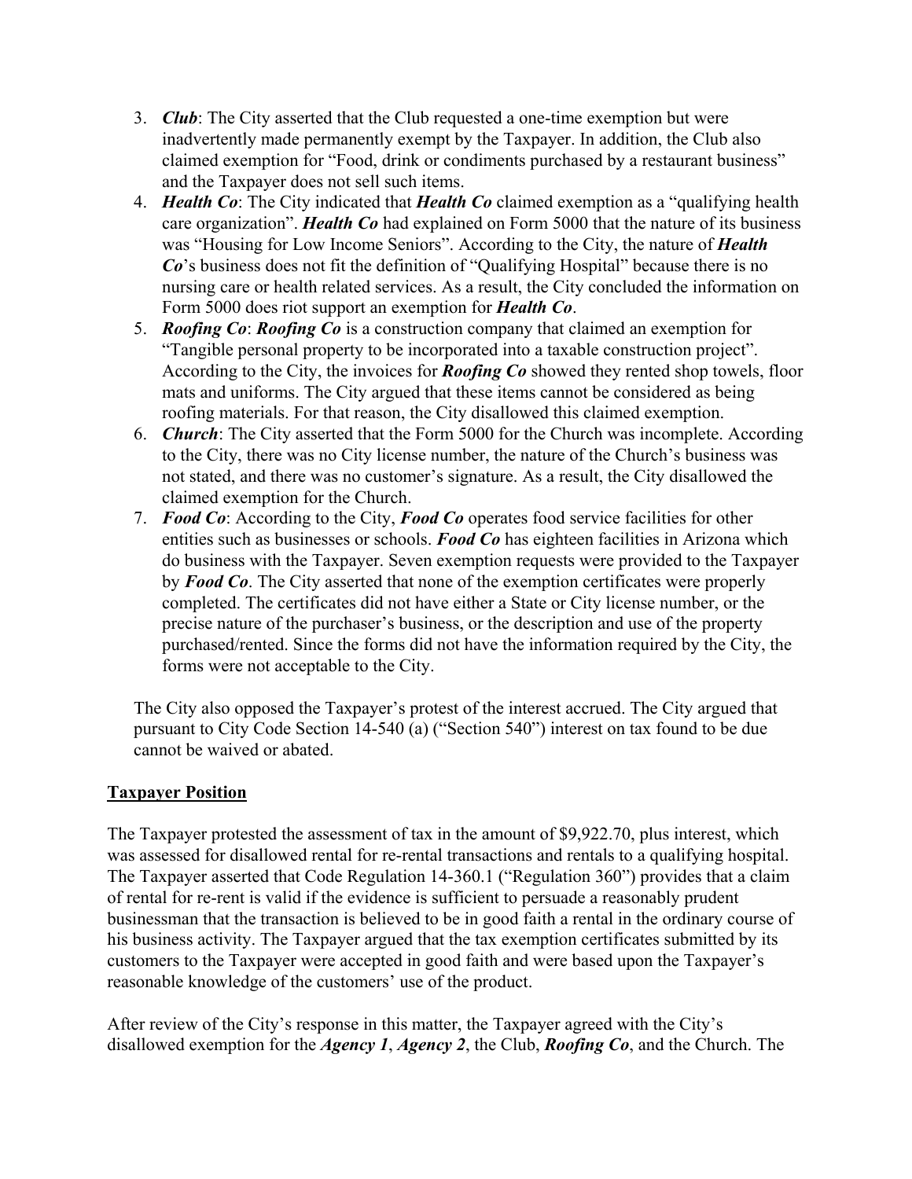3. ***Club***: The City asserted that the Club requested a one-time exemption but were inadvertently made permanently exempt by the Taxpayer. In addition, the Club also claimed exemption for "Food, drink or condiments purchased by a restaurant business" and the Taxpayer does not sell such items.
4. ***Health Co***: The City indicated that ***Health Co*** claimed exemption as a "qualifying health care organization". ***Health Co*** had explained on Form 5000 that the nature of its business was "Housing for Low Income Seniors". According to the City, the nature of ***Health Co***'s business does not fit the definition of "Qualifying Hospital" because there is no nursing care or health related services. As a result, the City concluded the information on Form 5000 does riot support an exemption for ***Health Co***.
5. ***Roofing Co***: ***Roofing Co*** is a construction company that claimed an exemption for "Tangible personal property to be incorporated into a taxable construction project". According to the City, the invoices for ***Roofing Co*** showed they rented shop towels, floor mats and uniforms. The City argued that these items cannot be considered as being roofing materials. For that reason, the City disallowed this claimed exemption.
6. ***Church***: The City asserted that the Form 5000 for the Church was incomplete. According to the City, there was no City license number, the nature of the Church's business was not stated, and there was no customer's signature. As a result, the City disallowed the claimed exemption for the Church.
7. ***Food Co***: According to the City, ***Food Co*** operates food service facilities for other entities such as businesses or schools. ***Food Co*** has eighteen facilities in Arizona which do business with the Taxpayer. Seven exemption requests were provided to the Taxpayer by ***Food Co***. The City asserted that none of the exemption certificates were properly completed. The certificates did not have either a State or City license number, or the precise nature of the purchaser's business, or the description and use of the property purchased/rented. Since the forms did not have the information required by the City, the forms were not acceptable to the City.

The City also opposed the Taxpayer's protest of the interest accrued. The City argued that pursuant to City Code Section 14-540 (a) ("Section 540") interest on tax found to be due cannot be waived or abated.

**Taxpayer Position**

The Taxpayer protested the assessment of tax in the amount of $9,922.70, plus interest, which was assessed for disallowed rental for re-rental transactions and rentals to a qualifying hospital. The Taxpayer asserted that Code Regulation 14-360.1 ("Regulation 360") provides that a claim of rental for re-rent is valid if the evidence is sufficient to persuade a reasonably prudent businessman that the transaction is believed to be in good faith a rental in the ordinary course of his business activity. The Taxpayer argued that the tax exemption certificates submitted by its customers to the Taxpayer were accepted in good faith and were based upon the Taxpayer's reasonable knowledge of the customers' use of the product.

After review of the City's response in this matter, the Taxpayer agreed with the City's disallowed exemption for the ***Agency 1***, ***Agency 2***, the Club, ***Roofing Co***, and the Church. The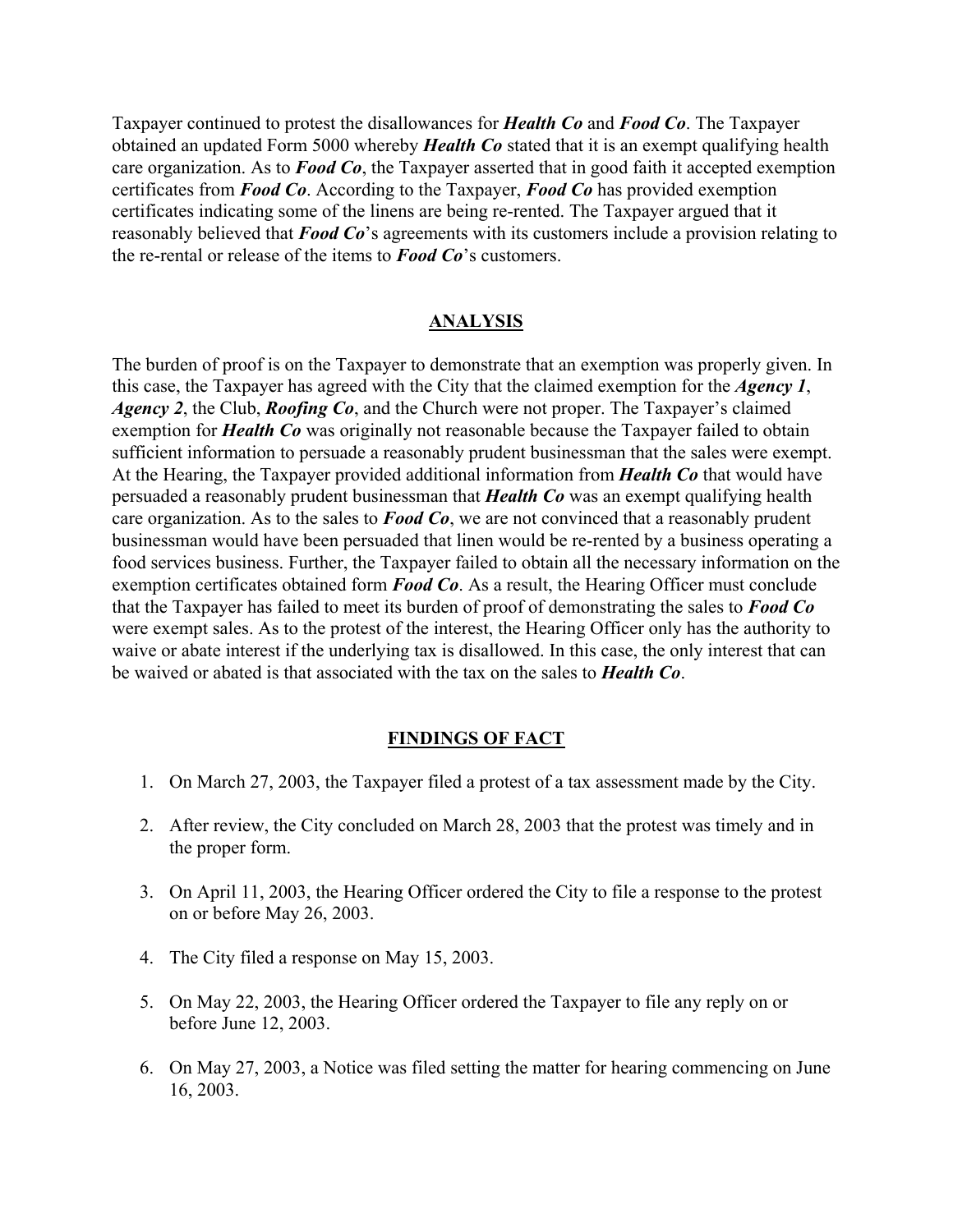Taxpayer continued to protest the disallowances for ***Health Co*** and ***Food Co***. The Taxpayer obtained an updated Form 5000 whereby ***Health Co*** stated that it is an exempt qualifying health care organization. As to ***Food Co***, the Taxpayer asserted that in good faith it accepted exemption certificates from ***Food Co***. According to the Taxpayer, ***Food Co*** has provided exemption certificates indicating some of the linens are being re-rented. The Taxpayer argued that it reasonably believed that ***Food Co***'s agreements with its customers include a provision relating to the re-rental or release of the items to ***Food Co***'s customers.

## ANALYSIS

The burden of proof is on the Taxpayer to demonstrate that an exemption was properly given. In this case, the Taxpayer has agreed with the City that the claimed exemption for the ***Agency 1***, ***Agency 2***, the Club, ***Roofing Co***, and the Church were not proper. The Taxpayer's claimed exemption for ***Health Co*** was originally not reasonable because the Taxpayer failed to obtain sufficient information to persuade a reasonably prudent businessman that the sales were exempt. At the Hearing, the Taxpayer provided additional information from ***Health Co*** that would have persuaded a reasonably prudent businessman that ***Health Co*** was an exempt qualifying health care organization. As to the sales to ***Food Co***, we are not convinced that a reasonably prudent businessman would have been persuaded that linen would be re-rented by a business operating a food services business. Further, the Taxpayer failed to obtain all the necessary information on the exemption certificates obtained form ***Food Co***. As a result, the Hearing Officer must conclude that the Taxpayer has failed to meet its burden of proof of demonstrating the sales to ***Food Co*** were exempt sales. As to the protest of the interest, the Hearing Officer only has the authority to waive or abate interest if the underlying tax is disallowed. In this case, the only interest that can be waived or abated is that associated with the tax on the sales to ***Health Co***.

## FINDINGS OF FACT

1. On March 27, 2003, the Taxpayer filed a protest of a tax assessment made by the City.

2. After review, the City concluded on March 28, 2003 that the protest was timely and in the proper form.

3. On April 11, 2003, the Hearing Officer ordered the City to file a response to the protest on or before May 26, 2003.

4. The City filed a response on May 15, 2003.

5. On May 22, 2003, the Hearing Officer ordered the Taxpayer to file any reply on or before June 12, 2003.

6. On May 27, 2003, a Notice was filed setting the matter for hearing commencing on June 16, 2003.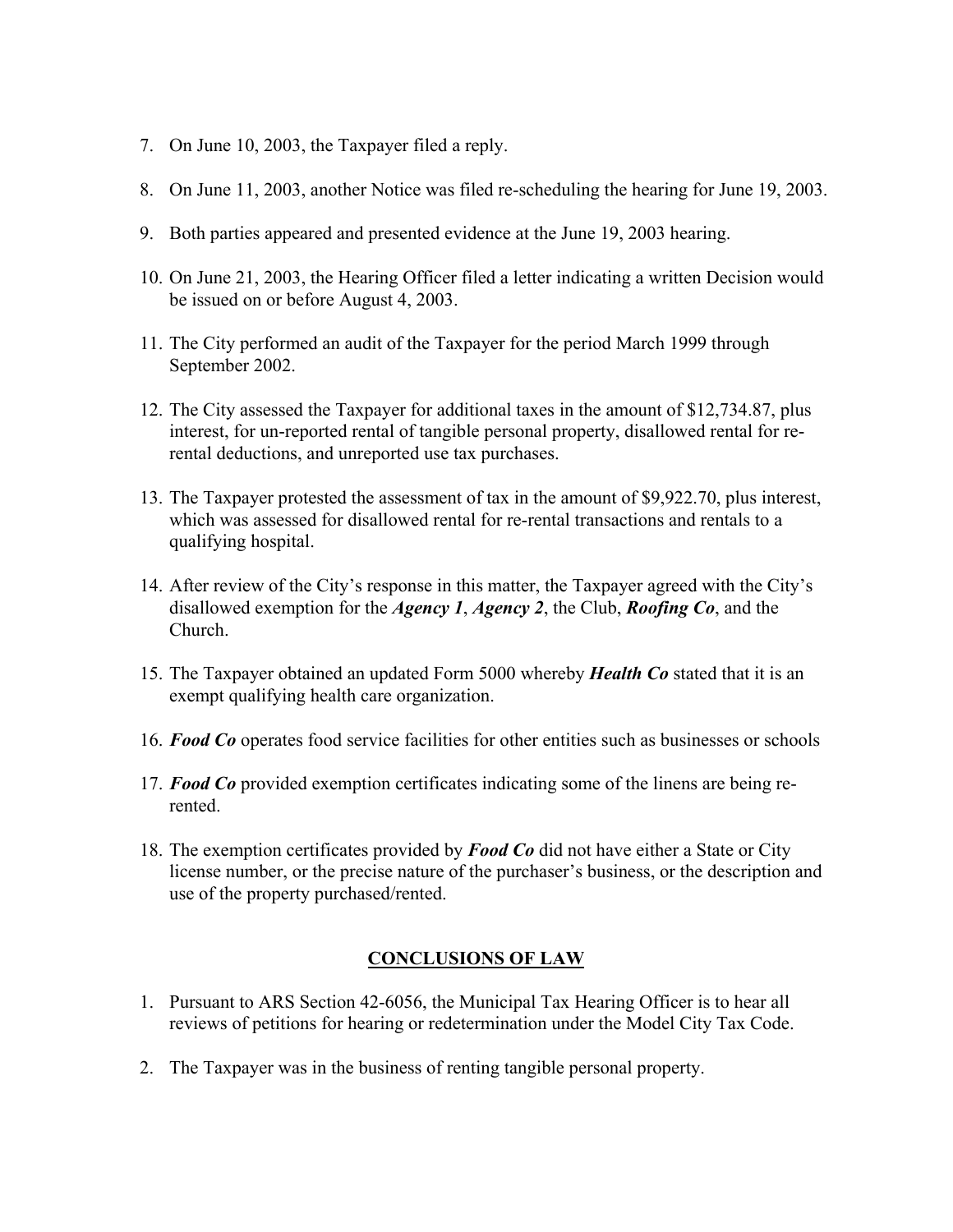7. On June 10, 2003, the Taxpayer filed a reply.

8. On June 11, 2003, another Notice was filed re-scheduling the hearing for June 19, 2003.

9. Both parties appeared and presented evidence at the June 19, 2003 hearing.

10. On June 21, 2003, the Hearing Officer filed a letter indicating a written Decision would be issued on or before August 4, 2003.

11. The City performed an audit of the Taxpayer for the period March 1999 through September 2002.

12. The City assessed the Taxpayer for additional taxes in the amount of $12,734.87, plus interest, for un-reported rental of tangible personal property, disallowed rental for re-rental deductions, and unreported use tax purchases.

13. The Taxpayer protested the assessment of tax in the amount of $9,922.70, plus interest, which was assessed for disallowed rental for re-rental transactions and rentals to a qualifying hospital.

14. After review of the City's response in this matter, the Taxpayer agreed with the City's disallowed exemption for the ***Agency 1***, ***Agency 2***, the Club, ***Roofing Co***, and the Church.

15. The Taxpayer obtained an updated Form 5000 whereby ***Health Co*** stated that it is an exempt qualifying health care organization.

16. ***Food Co*** operates food service facilities for other entities such as businesses or schools

17. ***Food Co*** provided exemption certificates indicating some of the linens are being re-rented.

18. The exemption certificates provided by ***Food Co*** did not have either a State or City license number, or the precise nature of the purchaser's business, or the description and use of the property purchased/rented.

## CONCLUSIONS OF LAW

1. Pursuant to ARS Section 42-6056, the Municipal Tax Hearing Officer is to hear all reviews of petitions for hearing or redetermination under the Model City Tax Code.

2. The Taxpayer was in the business of renting tangible personal property.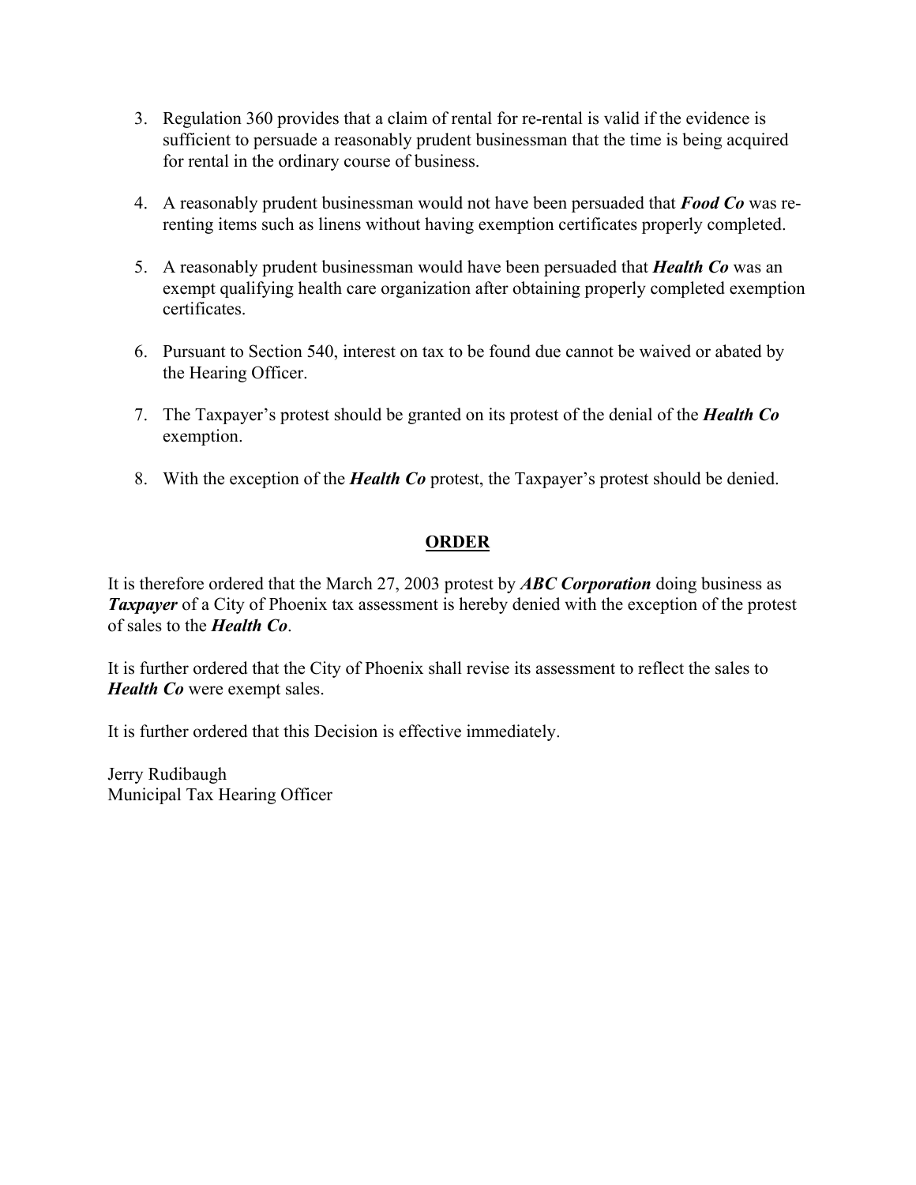3. Regulation 360 provides that a claim of rental for re-rental is valid if the evidence is sufficient to persuade a reasonably prudent businessman that the time is being acquired for rental in the ordinary course of business.

4. A reasonably prudent businessman would not have been persuaded that ***Food Co*** was re-renting items such as linens without having exemption certificates properly completed.

5. A reasonably prudent businessman would have been persuaded that ***Health Co*** was an exempt qualifying health care organization after obtaining properly completed exemption certificates.

6. Pursuant to Section 540, interest on tax to be found due cannot be waived or abated by the Hearing Officer.

7. The Taxpayer's protest should be granted on its protest of the denial of the ***Health Co*** exemption.

8. With the exception of the ***Health Co*** protest, the Taxpayer's protest should be denied.

## ORDER

It is therefore ordered that the March 27, 2003 protest by ***ABC Corporation*** doing business as ***Taxpayer*** of a City of Phoenix tax assessment is hereby denied with the exception of the protest of sales to the ***Health Co***.

It is further ordered that the City of Phoenix shall revise its assessment to reflect the sales to ***Health Co*** were exempt sales.

It is further ordered that this Decision is effective immediately.

Jerry Rudibaugh
Municipal Tax Hearing Officer